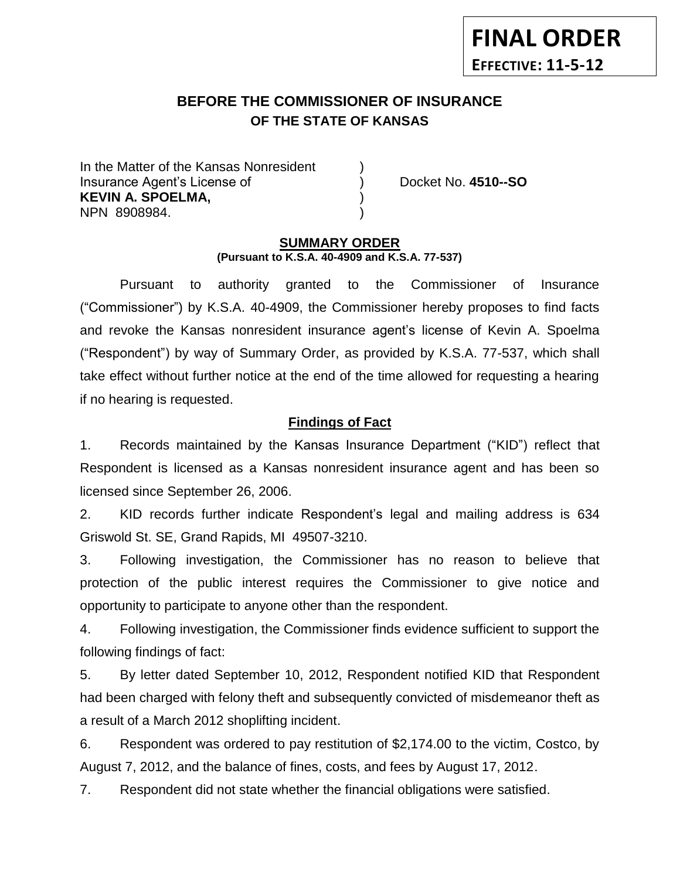**FINAL ORDER**
**EFFECTIVE: 11-5-12**

# BEFORE THE COMMISSIONER OF INSURANCE
## OF THE STATE OF KANSAS

In the Matter of the Kansas Nonresident )
Insurance Agent's License of ) Docket No. **4510--SO**
**KEVIN A. SPOELMA,** )
NPN 8908984. )

**SUMMARY ORDER**
**(Pursuant to K.S.A. 40-4909 and K.S.A. 77-537)**

Pursuant to authority granted to the Commissioner of Insurance ("Commissioner") by K.S.A. 40-4909, the Commissioner hereby proposes to find facts and revoke the Kansas nonresident insurance agent's license of Kevin A. Spoelma ("Respondent") by way of Summary Order, as provided by K.S.A. 77-537, which shall take effect without further notice at the end of the time allowed for requesting a hearing if no hearing is requested.

**Findings of Fact**

1. Records maintained by the Kansas Insurance Department ("KID") reflect that Respondent is licensed as a Kansas nonresident insurance agent and has been so licensed since September 26, 2006.

2. KID records further indicate Respondent's legal and mailing address is 634 Griswold St. SE, Grand Rapids, MI 49507-3210.

3. Following investigation, the Commissioner has no reason to believe that protection of the public interest requires the Commissioner to give notice and opportunity to participate to anyone other than the respondent.

4. Following investigation, the Commissioner finds evidence sufficient to support the following findings of fact:

5. By letter dated September 10, 2012, Respondent notified KID that Respondent had been charged with felony theft and subsequently convicted of misdemeanor theft as a result of a March 2012 shoplifting incident.

6. Respondent was ordered to pay restitution of $2,174.00 to the victim, Costco, by August 7, 2012, and the balance of fines, costs, and fees by August 17, 2012.

7. Respondent did not state whether the financial obligations were satisfied.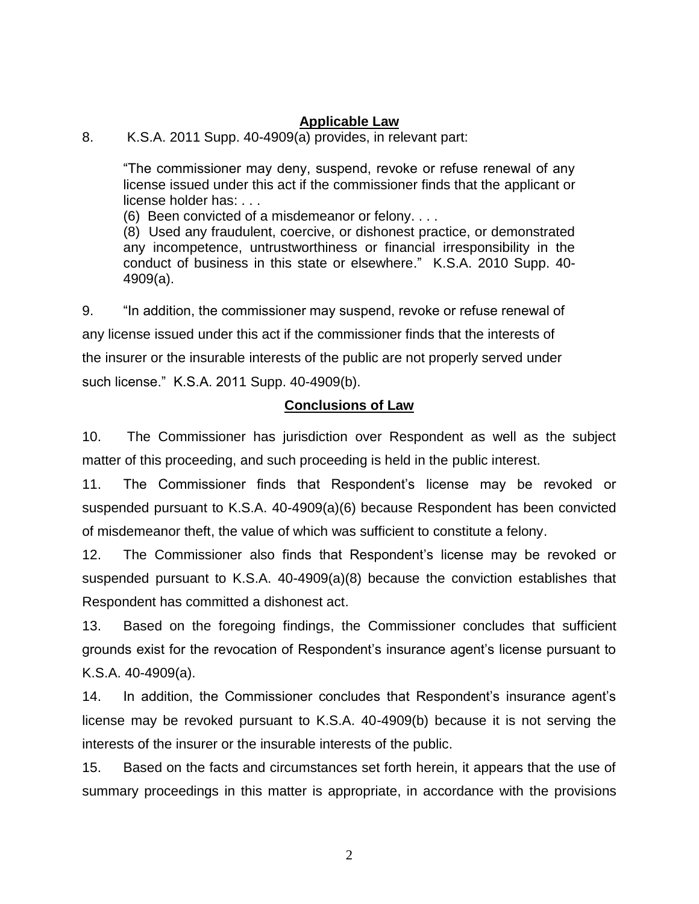## Applicable Law

8. K.S.A. 2011 Supp. 40-4909(a) provides, in relevant part:

> "The commissioner may deny, suspend, revoke or refuse renewal of any license issued under this act if the commissioner finds that the applicant or license holder has: . . .
>
> (6) Been convicted of a misdemeanor or felony. . . .
>
> (8) Used any fraudulent, coercive, or dishonest practice, or demonstrated any incompetence, untrustworthiness or financial irresponsibility in the conduct of business in this state or elsewhere." K.S.A. 2010 Supp. 40-4909(a).

9. "In addition, the commissioner may suspend, revoke or refuse renewal of any license issued under this act if the commissioner finds that the interests of the insurer or the insurable interests of the public are not properly served under such license." K.S.A. 2011 Supp. 40-4909(b).

## Conclusions of Law

10. The Commissioner has jurisdiction over Respondent as well as the subject matter of this proceeding, and such proceeding is held in the public interest.

11. The Commissioner finds that Respondent's license may be revoked or suspended pursuant to K.S.A. 40-4909(a)(6) because Respondent has been convicted of misdemeanor theft, the value of which was sufficient to constitute a felony.

12. The Commissioner also finds that Respondent's license may be revoked or suspended pursuant to K.S.A. 40-4909(a)(8) because the conviction establishes that Respondent has committed a dishonest act.

13. Based on the foregoing findings, the Commissioner concludes that sufficient grounds exist for the revocation of Respondent's insurance agent's license pursuant to K.S.A. 40-4909(a).

14. In addition, the Commissioner concludes that Respondent's insurance agent's license may be revoked pursuant to K.S.A. 40-4909(b) because it is not serving the interests of the insurer or the insurable interests of the public.

15. Based on the facts and circumstances set forth herein, it appears that the use of summary proceedings in this matter is appropriate, in accordance with the provisions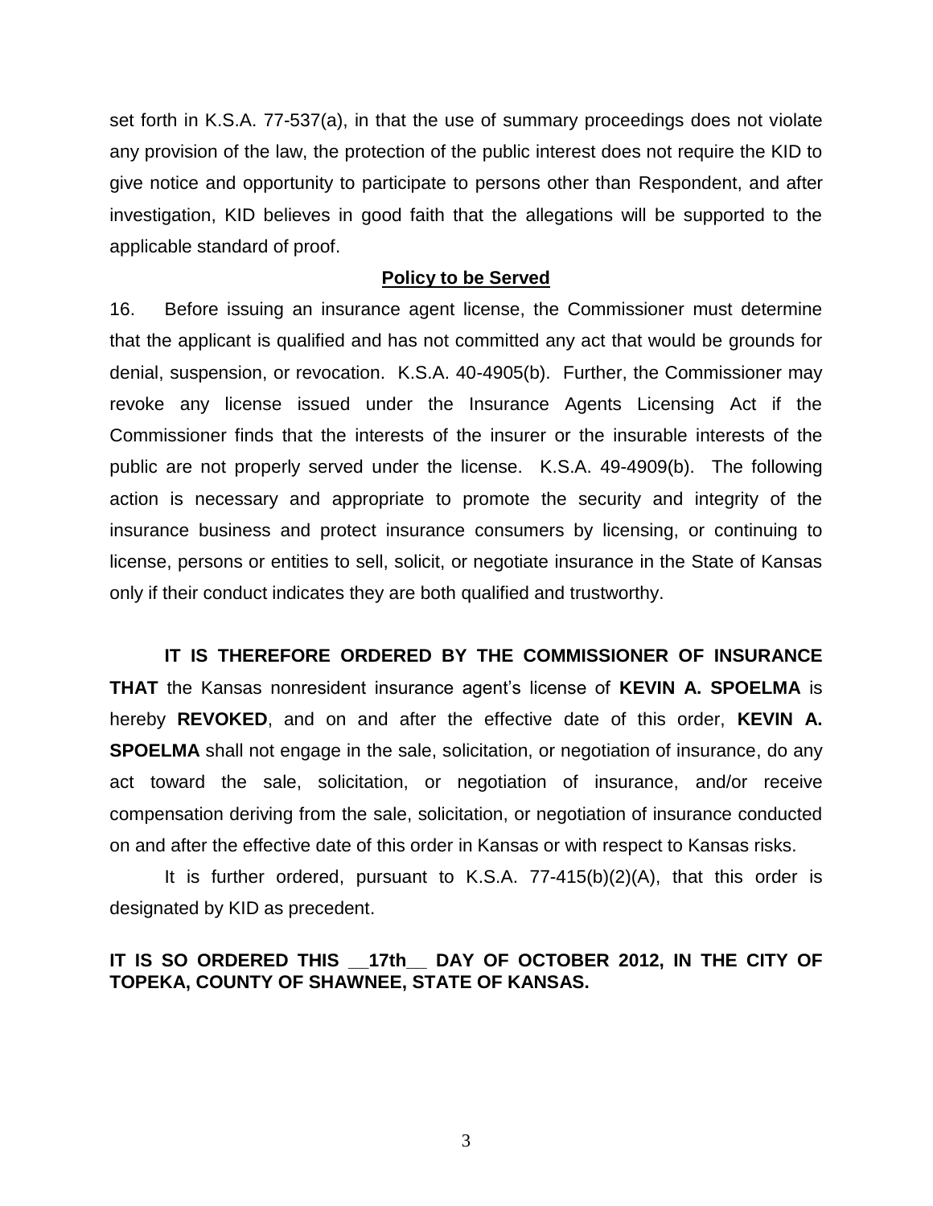set forth in K.S.A. 77-537(a), in that the use of summary proceedings does not violate any provision of the law, the protection of the public interest does not require the KID to give notice and opportunity to participate to persons other than Respondent, and after investigation, KID believes in good faith that the allegations will be supported to the applicable standard of proof.

**Policy to be Served**

16. Before issuing an insurance agent license, the Commissioner must determine that the applicant is qualified and has not committed any act that would be grounds for denial, suspension, or revocation. K.S.A. 40-4905(b). Further, the Commissioner may revoke any license issued under the Insurance Agents Licensing Act if the Commissioner finds that the interests of the insurer or the insurable interests of the public are not properly served under the license. K.S.A. 49-4909(b). The following action is necessary and appropriate to promote the security and integrity of the insurance business and protect insurance consumers by licensing, or continuing to license, persons or entities to sell, solicit, or negotiate insurance in the State of Kansas only if their conduct indicates they are both qualified and trustworthy.

**IT IS THEREFORE ORDERED BY THE COMMISSIONER OF INSURANCE THAT** the Kansas nonresident insurance agent's license of **KEVIN A. SPOELMA** is hereby **REVOKED**, and on and after the effective date of this order, **KEVIN A. SPOELMA** shall not engage in the sale, solicitation, or negotiation of insurance, do any act toward the sale, solicitation, or negotiation of insurance, and/or receive compensation deriving from the sale, solicitation, or negotiation of insurance conducted on and after the effective date of this order in Kansas or with respect to Kansas risks.

It is further ordered, pursuant to K.S.A. 77-415(b)(2)(A), that this order is designated by KID as precedent.

**IT IS SO ORDERED THIS __17th__ DAY OF OCTOBER 2012, IN THE CITY OF TOPEKA, COUNTY OF SHAWNEE, STATE OF KANSAS.**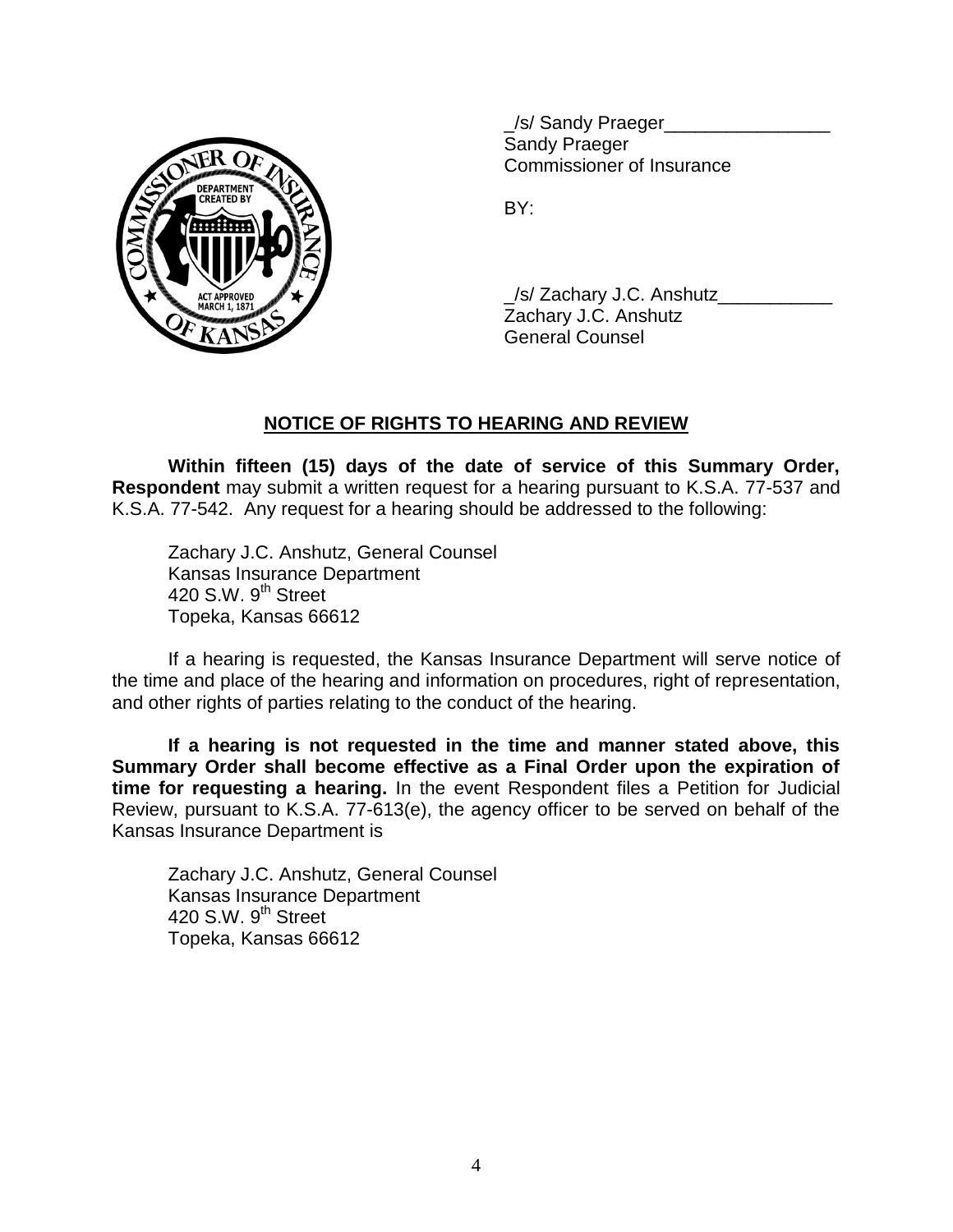_/s/ Sandy Praeger________________
Sandy Praeger
Commissioner of Insurance

BY:

_/s/ Zachary J.C. Anshutz___________
Zachary J.C. Anshutz
General Counsel

## NOTICE OF RIGHTS TO HEARING AND REVIEW

**Within fifteen (15) days of the date of service of this Summary Order, Respondent** may submit a written request for a hearing pursuant to K.S.A. 77-537 and K.S.A. 77-542. Any request for a hearing should be addressed to the following:

Zachary J.C. Anshutz, General Counsel
Kansas Insurance Department
420 S.W. 9th Street
Topeka, Kansas 66612

If a hearing is requested, the Kansas Insurance Department will serve notice of the time and place of the hearing and information on procedures, right of representation, and other rights of parties relating to the conduct of the hearing.

**If a hearing is not requested in the time and manner stated above, this Summary Order shall become effective as a Final Order upon the expiration of time for requesting a hearing.** In the event Respondent files a Petition for Judicial Review, pursuant to K.S.A. 77-613(e), the agency officer to be served on behalf of the Kansas Insurance Department is

Zachary J.C. Anshutz, General Counsel
Kansas Insurance Department
420 S.W. 9th Street
Topeka, Kansas 66612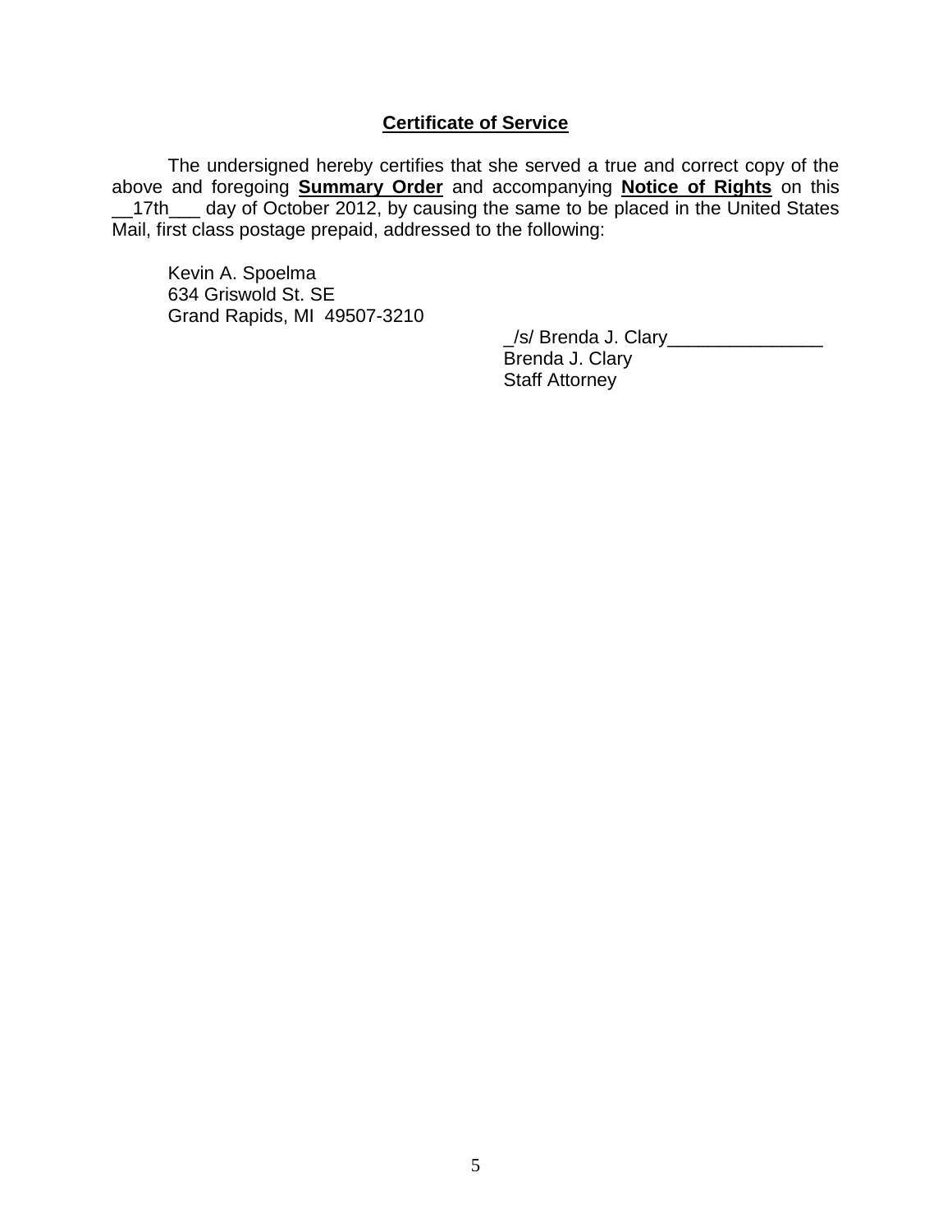**Certificate of Service**

The undersigned hereby certifies that she served a true and correct copy of the above and foregoing **Summary Order** and accompanying **Notice of Rights** on this __17th___ day of October 2012, by causing the same to be placed in the United States Mail, first class postage prepaid, addressed to the following:

Kevin A. Spoelma
634 Griswold St. SE
Grand Rapids, MI 49507-3210

_/s/ Brenda J. Clary_______________
Brenda J. Clary
Staff Attorney